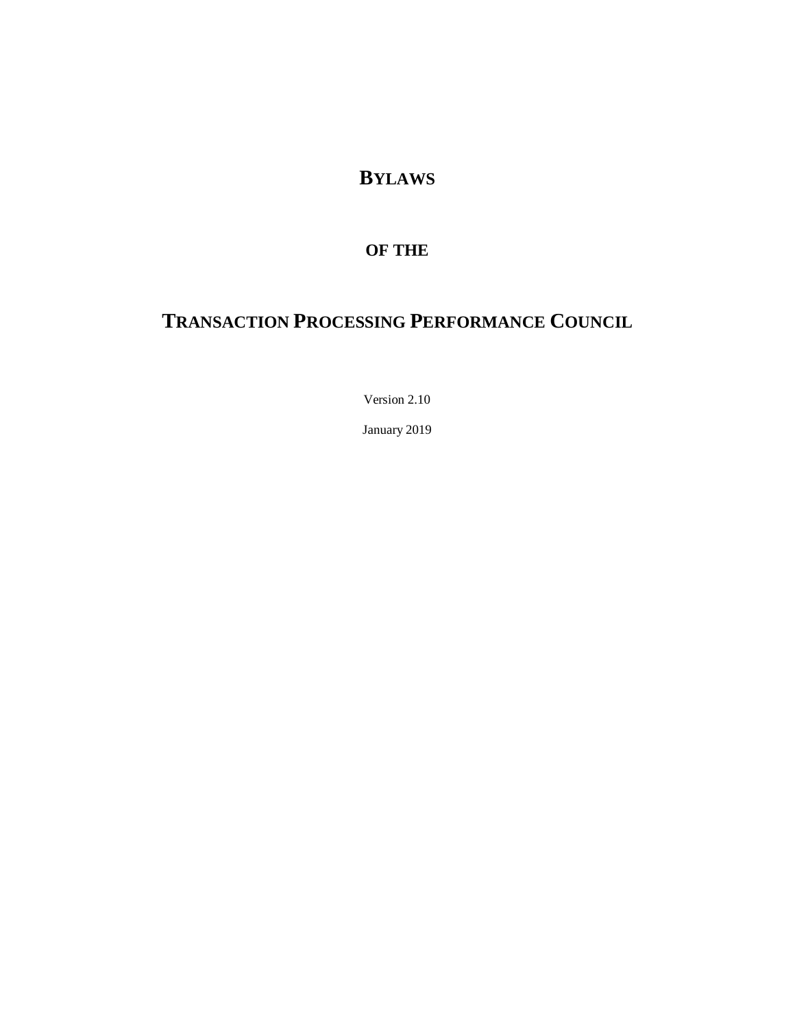# BYLAWS

# OF THE

# TRANSACTION PROCESSING PERFORMANCE COUNCIL

Version 2.10

January 2019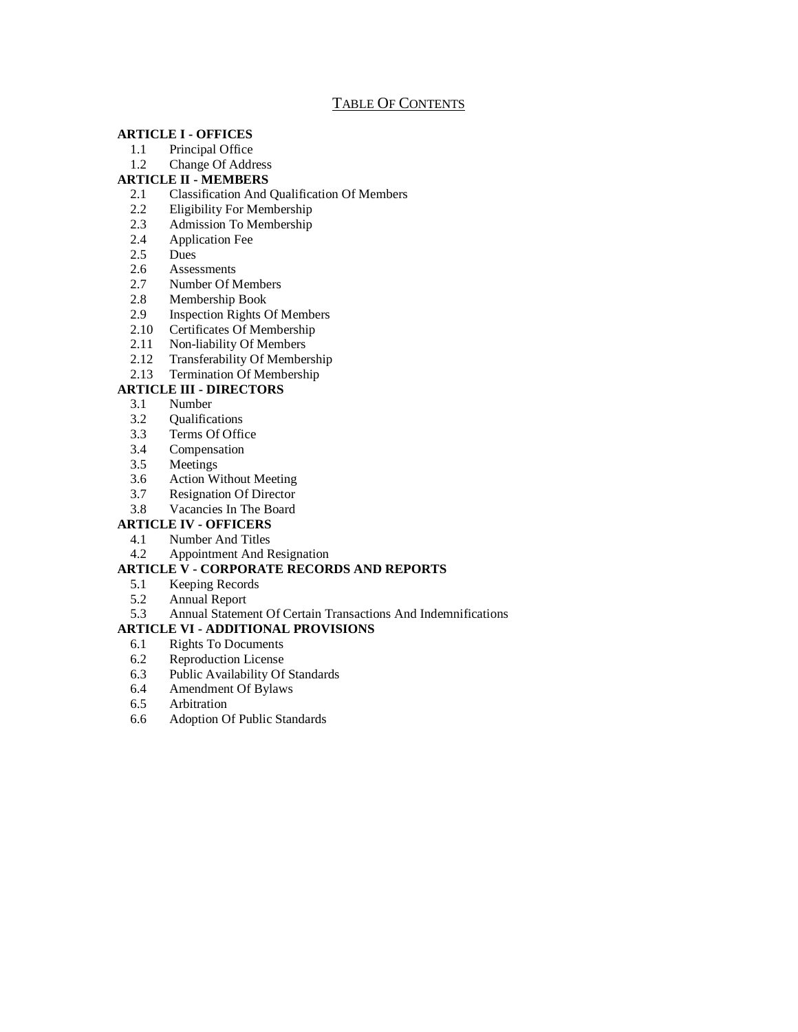# Table Of Contents

**ARTICLE I - OFFICES**

- 1.1 Principal Office
- 1.2 Change Of Address

**ARTICLE II - MEMBERS**

- 2.1 Classification And Qualification Of Members
- 2.2 Eligibility For Membership
- 2.3 Admission To Membership
- 2.4 Application Fee
- 2.5 Dues
- 2.6 Assessments
- 2.7 Number Of Members
- 2.8 Membership Book
- 2.9 Inspection Rights Of Members
- 2.10 Certificates Of Membership
- 2.11 Non-liability Of Members
- 2.12 Transferability Of Membership
- 2.13 Termination Of Membership

**ARTICLE III - DIRECTORS**

- 3.1 Number
- 3.2 Qualifications
- 3.3 Terms Of Office
- 3.4 Compensation
- 3.5 Meetings
- 3.6 Action Without Meeting
- 3.7 Resignation Of Director
- 3.8 Vacancies In The Board

**ARTICLE IV - OFFICERS**

- 4.1 Number And Titles
- 4.2 Appointment And Resignation

**ARTICLE V - CORPORATE RECORDS AND REPORTS**

- 5.1 Keeping Records
- 5.2 Annual Report
- 5.3 Annual Statement Of Certain Transactions And Indemnifications

**ARTICLE VI - ADDITIONAL PROVISIONS**

- 6.1 Rights To Documents
- 6.2 Reproduction License
- 6.3 Public Availability Of Standards
- 6.4 Amendment Of Bylaws
- 6.5 Arbitration
- 6.6 Adoption Of Public Standards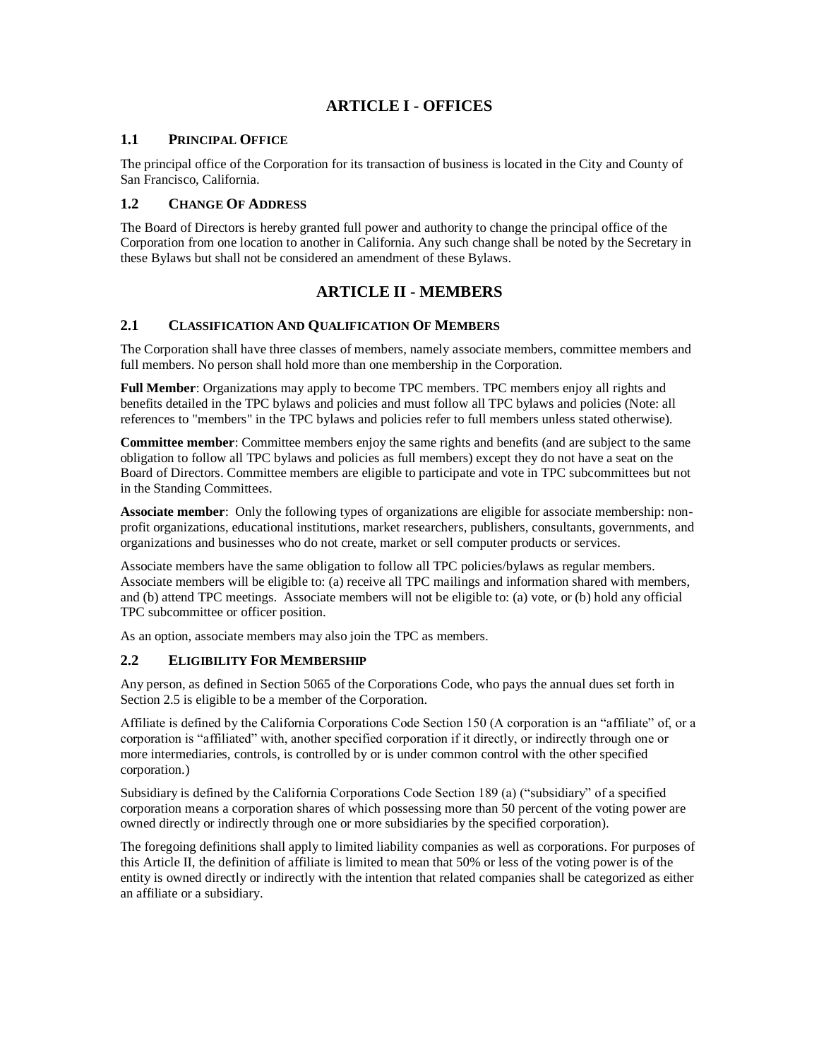# ARTICLE I - OFFICES

## 1.1 Principal Office

The principal office of the Corporation for its transaction of business is located in the City and County of San Francisco, California.

## 1.2 Change Of Address

The Board of Directors is hereby granted full power and authority to change the principal office of the Corporation from one location to another in California. Any such change shall be noted by the Secretary in these Bylaws but shall not be considered an amendment of these Bylaws.

# ARTICLE II - MEMBERS

## 2.1 Classification And Qualification Of Members

The Corporation shall have three classes of members, namely associate members, committee members and full members. No person shall hold more than one membership in the Corporation.

**Full Member**: Organizations may apply to become TPC members. TPC members enjoy all rights and benefits detailed in the TPC bylaws and policies and must follow all TPC bylaws and policies (Note: all references to "members" in the TPC bylaws and policies refer to full members unless stated otherwise).

**Committee member**: Committee members enjoy the same rights and benefits (and are subject to the same obligation to follow all TPC bylaws and policies as full members) except they do not have a seat on the Board of Directors. Committee members are eligible to participate and vote in TPC subcommittees but not in the Standing Committees.

**Associate member**: Only the following types of organizations are eligible for associate membership: non-profit organizations, educational institutions, market researchers, publishers, consultants, governments, and organizations and businesses who do not create, market or sell computer products or services.

Associate members have the same obligation to follow all TPC policies/bylaws as regular members. Associate members will be eligible to: (a) receive all TPC mailings and information shared with members, and (b) attend TPC meetings. Associate members will not be eligible to: (a) vote, or (b) hold any official TPC subcommittee or officer position.

As an option, associate members may also join the TPC as members.

## 2.2 Eligibility For Membership

Any person, as defined in Section 5065 of the Corporations Code, who pays the annual dues set forth in Section 2.5 is eligible to be a member of the Corporation.

Affiliate is defined by the California Corporations Code Section 150 (A corporation is an "affiliate" of, or a corporation is "affiliated" with, another specified corporation if it directly, or indirectly through one or more intermediaries, controls, is controlled by or is under common control with the other specified corporation.)

Subsidiary is defined by the California Corporations Code Section 189 (a) ("subsidiary" of a specified corporation means a corporation shares of which possessing more than 50 percent of the voting power are owned directly or indirectly through one or more subsidiaries by the specified corporation).

The foregoing definitions shall apply to limited liability companies as well as corporations. For purposes of this Article II, the definition of affiliate is limited to mean that 50% or less of the voting power is of the entity is owned directly or indirectly with the intention that related companies shall be categorized as either an affiliate or a subsidiary.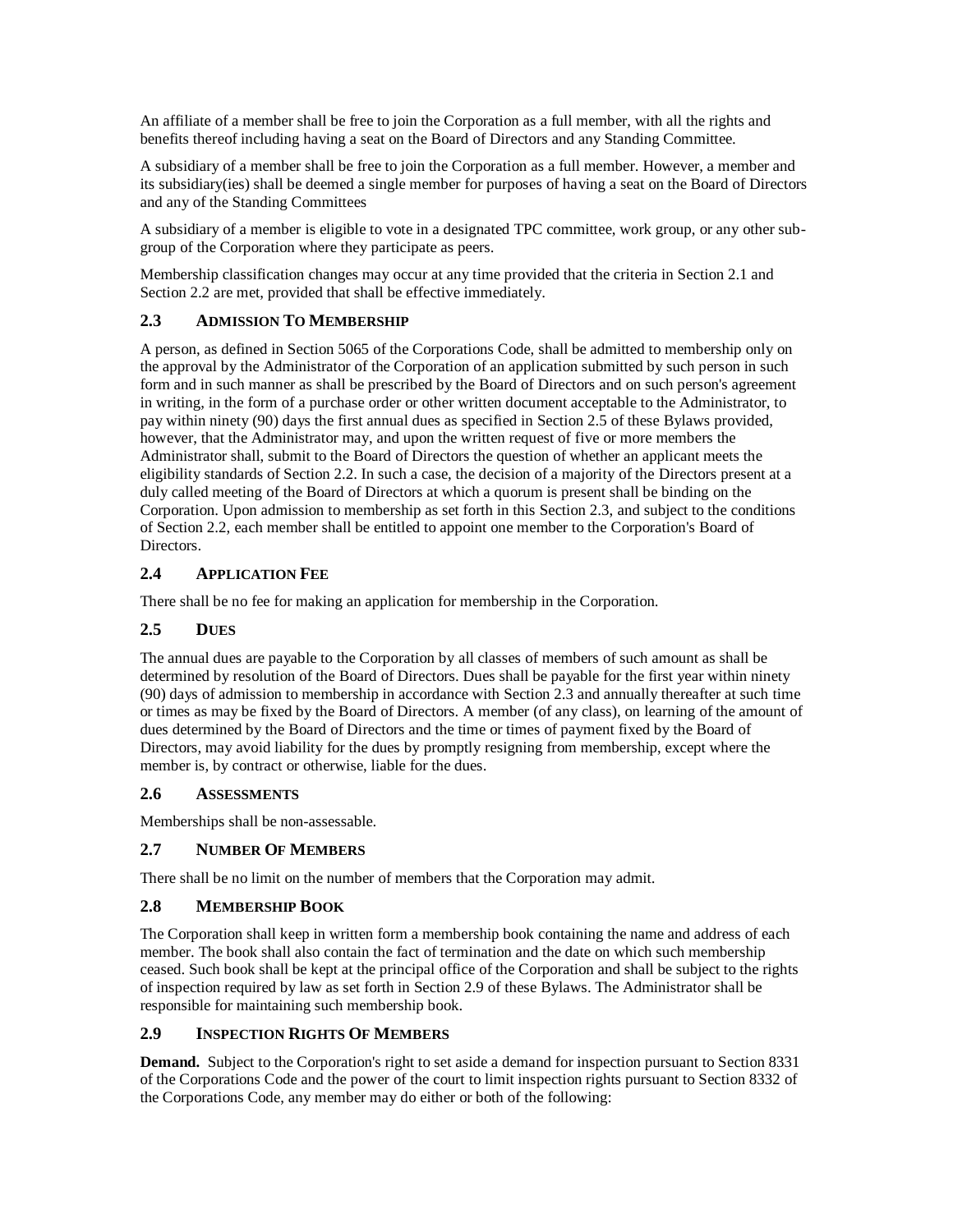An affiliate of a member shall be free to join the Corporation as a full member, with all the rights and benefits thereof including having a seat on the Board of Directors and any Standing Committee.

A subsidiary of a member shall be free to join the Corporation as a full member. However, a member and its subsidiary(ies) shall be deemed a single member for purposes of having a seat on the Board of Directors and any of the Standing Committees

A subsidiary of a member is eligible to vote in a designated TPC committee, work group, or any other sub-group of the Corporation where they participate as peers.

Membership classification changes may occur at any time provided that the criteria in Section 2.1 and Section 2.2 are met, provided that shall be effective immediately.

### 2.3 Admission To Membership

A person, as defined in Section 5065 of the Corporations Code, shall be admitted to membership only on the approval by the Administrator of the Corporation of an application submitted by such person in such form and in such manner as shall be prescribed by the Board of Directors and on such person's agreement in writing, in the form of a purchase order or other written document acceptable to the Administrator, to pay within ninety (90) days the first annual dues as specified in Section 2.5 of these Bylaws provided, however, that the Administrator may, and upon the written request of five or more members the Administrator shall, submit to the Board of Directors the question of whether an applicant meets the eligibility standards of Section 2.2. In such a case, the decision of a majority of the Directors present at a duly called meeting of the Board of Directors at which a quorum is present shall be binding on the Corporation. Upon admission to membership as set forth in this Section 2.3, and subject to the conditions of Section 2.2, each member shall be entitled to appoint one member to the Corporation's Board of Directors.

### 2.4 Application Fee

There shall be no fee for making an application for membership in the Corporation.

### 2.5 Dues

The annual dues are payable to the Corporation by all classes of members of such amount as shall be determined by resolution of the Board of Directors. Dues shall be payable for the first year within ninety (90) days of admission to membership in accordance with Section 2.3 and annually thereafter at such time or times as may be fixed by the Board of Directors. A member (of any class), on learning of the amount of dues determined by the Board of Directors and the time or times of payment fixed by the Board of Directors, may avoid liability for the dues by promptly resigning from membership, except where the member is, by contract or otherwise, liable for the dues.

### 2.6 Assessments

Memberships shall be non-assessable.

### 2.7 Number Of Members

There shall be no limit on the number of members that the Corporation may admit.

### 2.8 Membership Book

The Corporation shall keep in written form a membership book containing the name and address of each member. The book shall also contain the fact of termination and the date on which such membership ceased. Such book shall be kept at the principal office of the Corporation and shall be subject to the rights of inspection required by law as set forth in Section 2.9 of these Bylaws. The Administrator shall be responsible for maintaining such membership book.

### 2.9 Inspection Rights Of Members

**Demand.** Subject to the Corporation's right to set aside a demand for inspection pursuant to Section 8331 of the Corporations Code and the power of the court to limit inspection rights pursuant to Section 8332 of the Corporations Code, any member may do either or both of the following: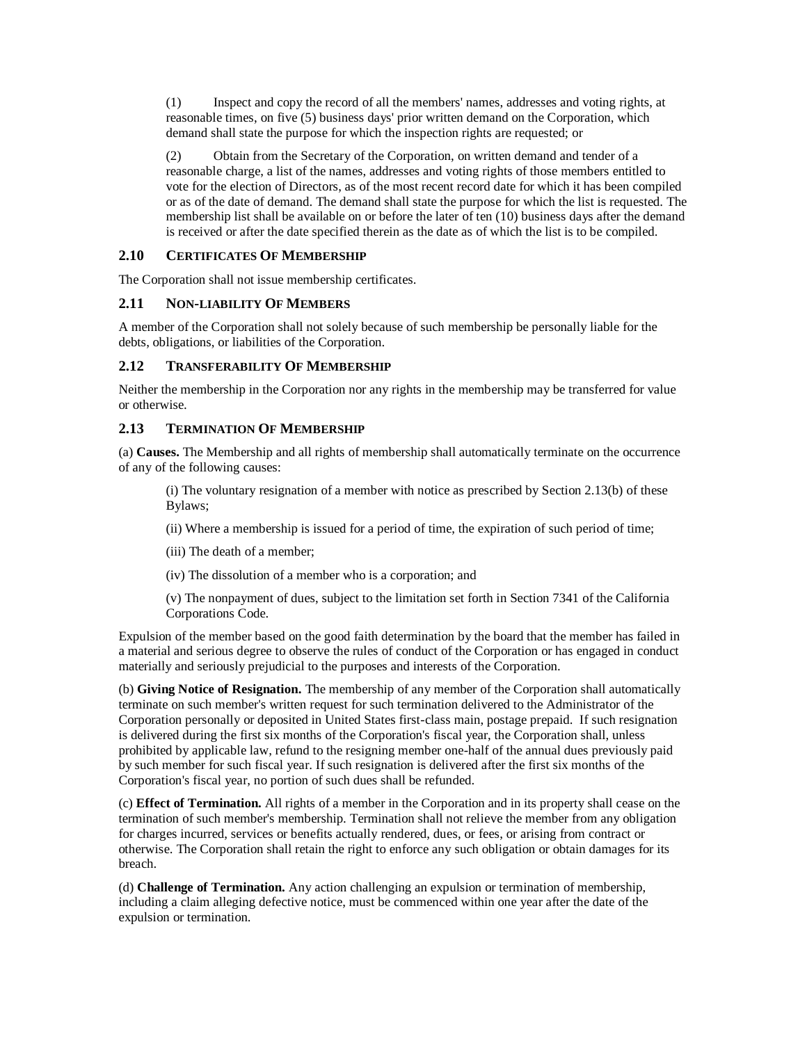(1) Inspect and copy the record of all the members' names, addresses and voting rights, at reasonable times, on five (5) business days' prior written demand on the Corporation, which demand shall state the purpose for which the inspection rights are requested; or

(2) Obtain from the Secretary of the Corporation, on written demand and tender of a reasonable charge, a list of the names, addresses and voting rights of those members entitled to vote for the election of Directors, as of the most recent record date for which it has been compiled or as of the date of demand. The demand shall state the purpose for which the list is requested. The membership list shall be available on or before the later of ten (10) business days after the demand is received or after the date specified therein as the date as of which the list is to be compiled.

### 2.10 CERTIFICATES OF MEMBERSHIP

The Corporation shall not issue membership certificates.

### 2.11 NON-LIABILITY OF MEMBERS

A member of the Corporation shall not solely because of such membership be personally liable for the debts, obligations, or liabilities of the Corporation.

### 2.12 TRANSFERABILITY OF MEMBERSHIP

Neither the membership in the Corporation nor any rights in the membership may be transferred for value or otherwise.

### 2.13 TERMINATION OF MEMBERSHIP

(a) **Causes.** The Membership and all rights of membership shall automatically terminate on the occurrence of any of the following causes:

(i) The voluntary resignation of a member with notice as prescribed by Section 2.13(b) of these Bylaws;

(ii) Where a membership is issued for a period of time, the expiration of such period of time;

(iii) The death of a member;

(iv) The dissolution of a member who is a corporation; and

(v) The nonpayment of dues, subject to the limitation set forth in Section 7341 of the California Corporations Code.

Expulsion of the member based on the good faith determination by the board that the member has failed in a material and serious degree to observe the rules of conduct of the Corporation or has engaged in conduct materially and seriously prejudicial to the purposes and interests of the Corporation.

(b) **Giving Notice of Resignation.** The membership of any member of the Corporation shall automatically terminate on such member's written request for such termination delivered to the Administrator of the Corporation personally or deposited in United States first-class main, postage prepaid. If such resignation is delivered during the first six months of the Corporation's fiscal year, the Corporation shall, unless prohibited by applicable law, refund to the resigning member one-half of the annual dues previously paid by such member for such fiscal year. If such resignation is delivered after the first six months of the Corporation's fiscal year, no portion of such dues shall be refunded.

(c) **Effect of Termination.** All rights of a member in the Corporation and in its property shall cease on the termination of such member's membership. Termination shall not relieve the member from any obligation for charges incurred, services or benefits actually rendered, dues, or fees, or arising from contract or otherwise. The Corporation shall retain the right to enforce any such obligation or obtain damages for its breach.

(d) **Challenge of Termination.** Any action challenging an expulsion or termination of membership, including a claim alleging defective notice, must be commenced within one year after the date of the expulsion or termination.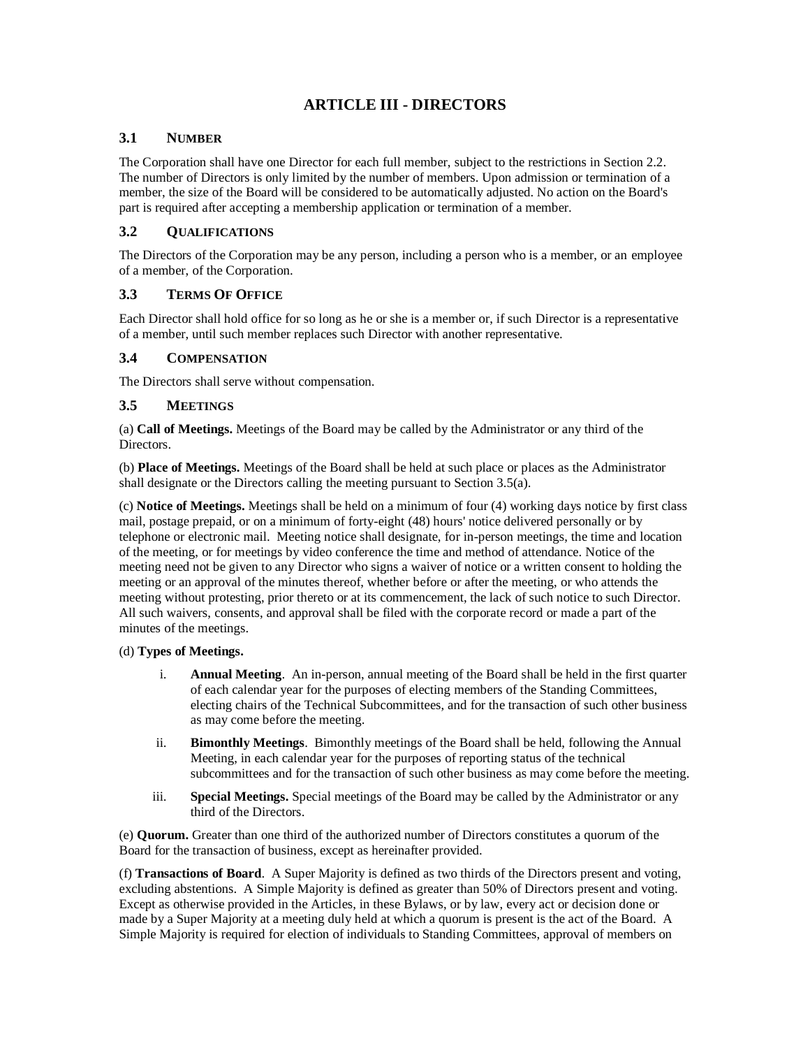# ARTICLE III - DIRECTORS

## 3.1 Number

The Corporation shall have one Director for each full member, subject to the restrictions in Section 2.2. The number of Directors is only limited by the number of members. Upon admission or termination of a member, the size of the Board will be considered to be automatically adjusted. No action on the Board's part is required after accepting a membership application or termination of a member.

## 3.2 Qualifications

The Directors of the Corporation may be any person, including a person who is a member, or an employee of a member, of the Corporation.

## 3.3 Terms Of Office

Each Director shall hold office for so long as he or she is a member or, if such Director is a representative of a member, until such member replaces such Director with another representative.

## 3.4 Compensation

The Directors shall serve without compensation.

## 3.5 Meetings

(a) **Call of Meetings.** Meetings of the Board may be called by the Administrator or any third of the Directors.

(b) **Place of Meetings.** Meetings of the Board shall be held at such place or places as the Administrator shall designate or the Directors calling the meeting pursuant to Section 3.5(a).

(c) **Notice of Meetings.** Meetings shall be held on a minimum of four (4) working days notice by first class mail, postage prepaid, or on a minimum of forty-eight (48) hours' notice delivered personally or by telephone or electronic mail. Meeting notice shall designate, for in-person meetings, the time and location of the meeting, or for meetings by video conference the time and method of attendance. Notice of the meeting need not be given to any Director who signs a waiver of notice or a written consent to holding the meeting or an approval of the minutes thereof, whether before or after the meeting, or who attends the meeting without protesting, prior thereto or at its commencement, the lack of such notice to such Director. All such waivers, consents, and approval shall be filed with the corporate record or made a part of the minutes of the meetings.

(d) **Types of Meetings.**

i. **Annual Meeting**. An in-person, annual meeting of the Board shall be held in the first quarter of each calendar year for the purposes of electing members of the Standing Committees, electing chairs of the Technical Subcommittees, and for the transaction of such other business as may come before the meeting.

ii. **Bimonthly Meetings**. Bimonthly meetings of the Board shall be held, following the Annual Meeting, in each calendar year for the purposes of reporting status of the technical subcommittees and for the transaction of such other business as may come before the meeting.

iii. **Special Meetings.** Special meetings of the Board may be called by the Administrator or any third of the Directors.

(e) **Quorum.** Greater than one third of the authorized number of Directors constitutes a quorum of the Board for the transaction of business, except as hereinafter provided.

(f) **Transactions of Board**. A Super Majority is defined as two thirds of the Directors present and voting, excluding abstentions. A Simple Majority is defined as greater than 50% of Directors present and voting. Except as otherwise provided in the Articles, in these Bylaws, or by law, every act or decision done or made by a Super Majority at a meeting duly held at which a quorum is present is the act of the Board. A Simple Majority is required for election of individuals to Standing Committees, approval of members on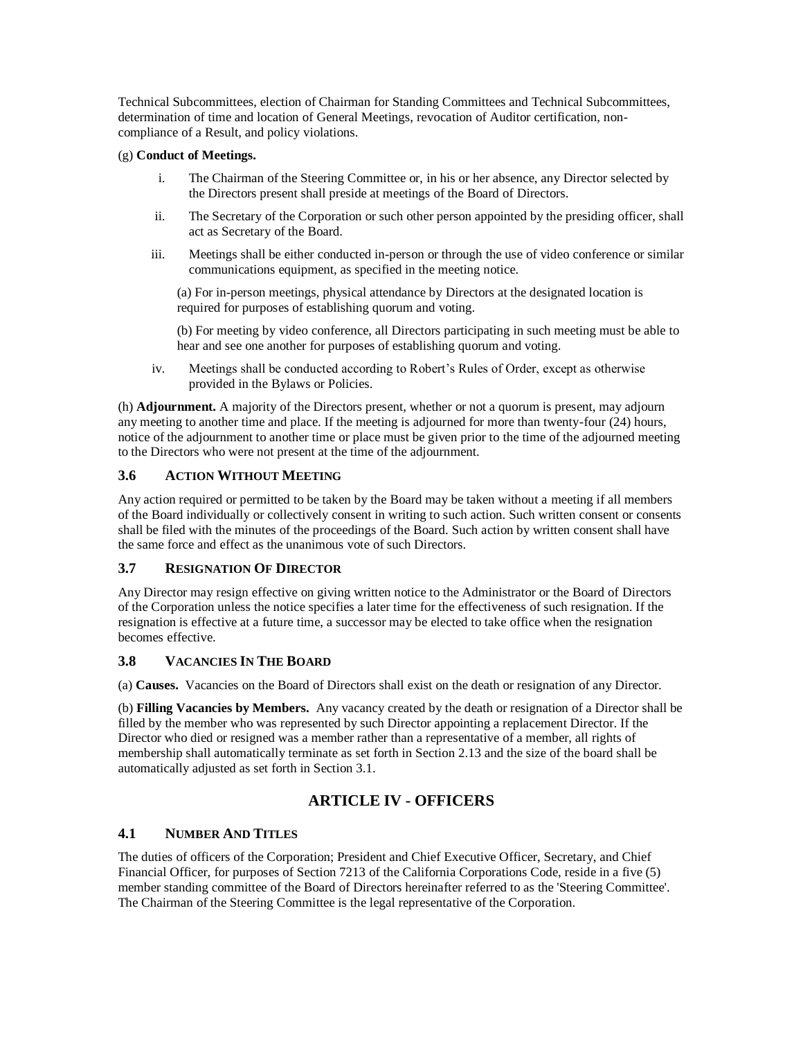Technical Subcommittees, election of Chairman for Standing Committees and Technical Subcommittees, determination of time and location of General Meetings, revocation of Auditor certification, non-compliance of a Result, and policy violations.

(g) **Conduct of Meetings.**

i. The Chairman of the Steering Committee or, in his or her absence, any Director selected by the Directors present shall preside at meetings of the Board of Directors.

ii. The Secretary of the Corporation or such other person appointed by the presiding officer, shall act as Secretary of the Board.

iii. Meetings shall be either conducted in-person or through the use of video conference or similar communications equipment, as specified in the meeting notice.

(a) For in-person meetings, physical attendance by Directors at the designated location is required for purposes of establishing quorum and voting.

(b) For meeting by video conference, all Directors participating in such meeting must be able to hear and see one another for purposes of establishing quorum and voting.

iv. Meetings shall be conducted according to Robert's Rules of Order, except as otherwise provided in the Bylaws or Policies.

(h) **Adjournment.** A majority of the Directors present, whether or not a quorum is present, may adjourn any meeting to another time and place. If the meeting is adjourned for more than twenty-four (24) hours, notice of the adjournment to another time or place must be given prior to the time of the adjourned meeting to the Directors who were not present at the time of the adjournment.

### 3.6 Action Without Meeting

Any action required or permitted to be taken by the Board may be taken without a meeting if all members of the Board individually or collectively consent in writing to such action. Such written consent or consents shall be filed with the minutes of the proceedings of the Board. Such action by written consent shall have the same force and effect as the unanimous vote of such Directors.

### 3.7 Resignation Of Director

Any Director may resign effective on giving written notice to the Administrator or the Board of Directors of the Corporation unless the notice specifies a later time for the effectiveness of such resignation. If the resignation is effective at a future time, a successor may be elected to take office when the resignation becomes effective.

### 3.8 Vacancies In The Board

(a) **Causes.** Vacancies on the Board of Directors shall exist on the death or resignation of any Director.

(b) **Filling Vacancies by Members.** Any vacancy created by the death or resignation of a Director shall be filled by the member who was represented by such Director appointing a replacement Director. If the Director who died or resigned was a member rather than a representative of a member, all rights of membership shall automatically terminate as set forth in Section 2.13 and the size of the board shall be automatically adjusted as set forth in Section 3.1.

## ARTICLE IV - OFFICERS

### 4.1 Number And Titles

The duties of officers of the Corporation; President and Chief Executive Officer, Secretary, and Chief Financial Officer, for purposes of Section 7213 of the California Corporations Code, reside in a five (5) member standing committee of the Board of Directors hereinafter referred to as the 'Steering Committee'. The Chairman of the Steering Committee is the legal representative of the Corporation.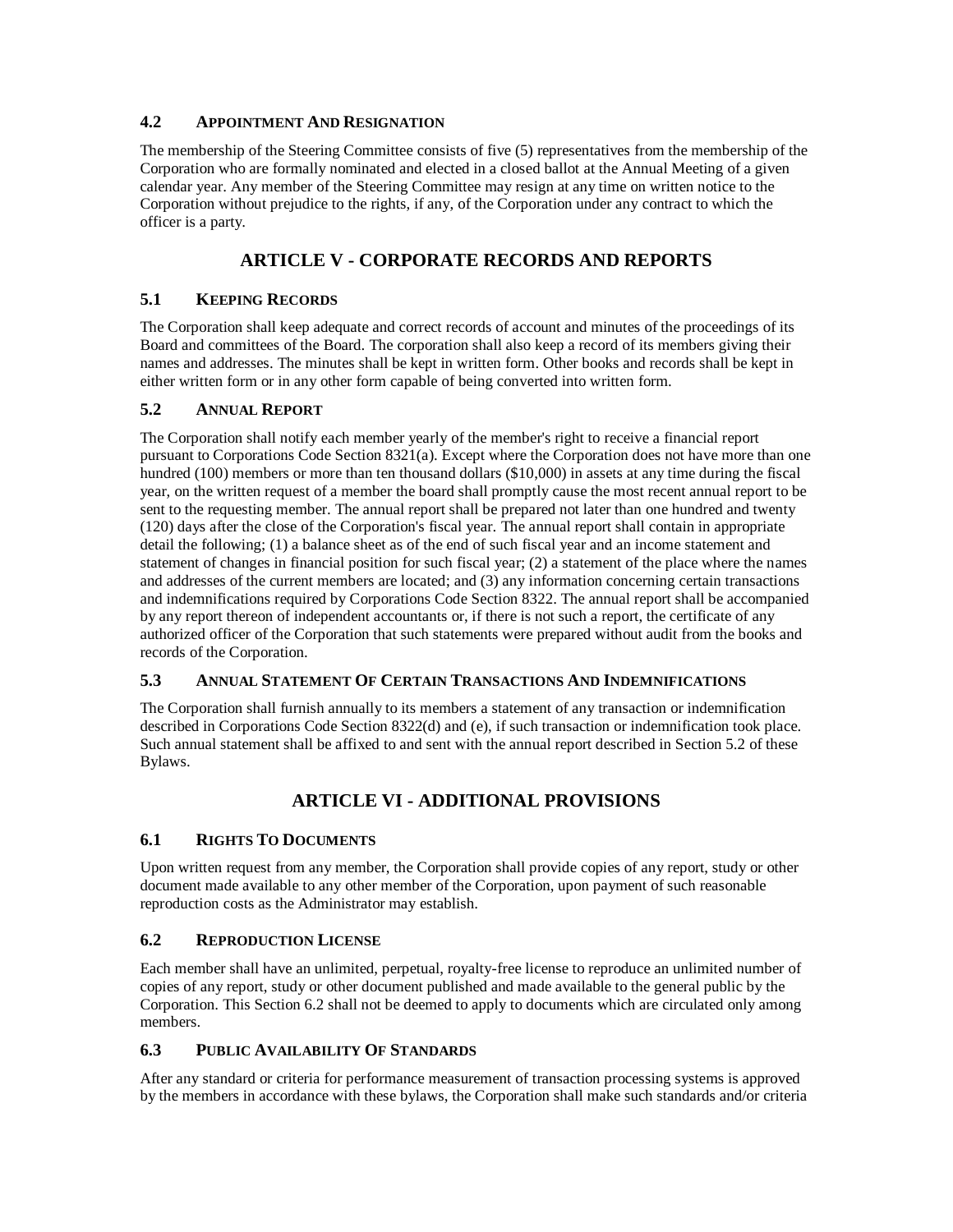### 4.2 Appointment And Resignation

The membership of the Steering Committee consists of five (5) representatives from the membership of the Corporation who are formally nominated and elected in a closed ballot at the Annual Meeting of a given calendar year. Any member of the Steering Committee may resign at any time on written notice to the Corporation without prejudice to the rights, if any, of the Corporation under any contract to which the officer is a party.

## ARTICLE V - CORPORATE RECORDS AND REPORTS

### 5.1 Keeping Records

The Corporation shall keep adequate and correct records of account and minutes of the proceedings of its Board and committees of the Board. The corporation shall also keep a record of its members giving their names and addresses. The minutes shall be kept in written form. Other books and records shall be kept in either written form or in any other form capable of being converted into written form.

### 5.2 Annual Report

The Corporation shall notify each member yearly of the member's right to receive a financial report pursuant to Corporations Code Section 8321(a). Except where the Corporation does not have more than one hundred (100) members or more than ten thousand dollars ($10,000) in assets at any time during the fiscal year, on the written request of a member the board shall promptly cause the most recent annual report to be sent to the requesting member. The annual report shall be prepared not later than one hundred and twenty (120) days after the close of the Corporation's fiscal year. The annual report shall contain in appropriate detail the following; (1) a balance sheet as of the end of such fiscal year and an income statement and statement of changes in financial position for such fiscal year; (2) a statement of the place where the names and addresses of the current members are located; and (3) any information concerning certain transactions and indemnifications required by Corporations Code Section 8322. The annual report shall be accompanied by any report thereon of independent accountants or, if there is not such a report, the certificate of any authorized officer of the Corporation that such statements were prepared without audit from the books and records of the Corporation.

### 5.3 Annual Statement Of Certain Transactions And Indemnifications

The Corporation shall furnish annually to its members a statement of any transaction or indemnification described in Corporations Code Section 8322(d) and (e), if such transaction or indemnification took place. Such annual statement shall be affixed to and sent with the annual report described in Section 5.2 of these Bylaws.

## ARTICLE VI - ADDITIONAL PROVISIONS

### 6.1 Rights To Documents

Upon written request from any member, the Corporation shall provide copies of any report, study or other document made available to any other member of the Corporation, upon payment of such reasonable reproduction costs as the Administrator may establish.

### 6.2 Reproduction License

Each member shall have an unlimited, perpetual, royalty-free license to reproduce an unlimited number of copies of any report, study or other document published and made available to the general public by the Corporation. This Section 6.2 shall not be deemed to apply to documents which are circulated only among members.

### 6.3 Public Availability Of Standards

After any standard or criteria for performance measurement of transaction processing systems is approved by the members in accordance with these bylaws, the Corporation shall make such standards and/or criteria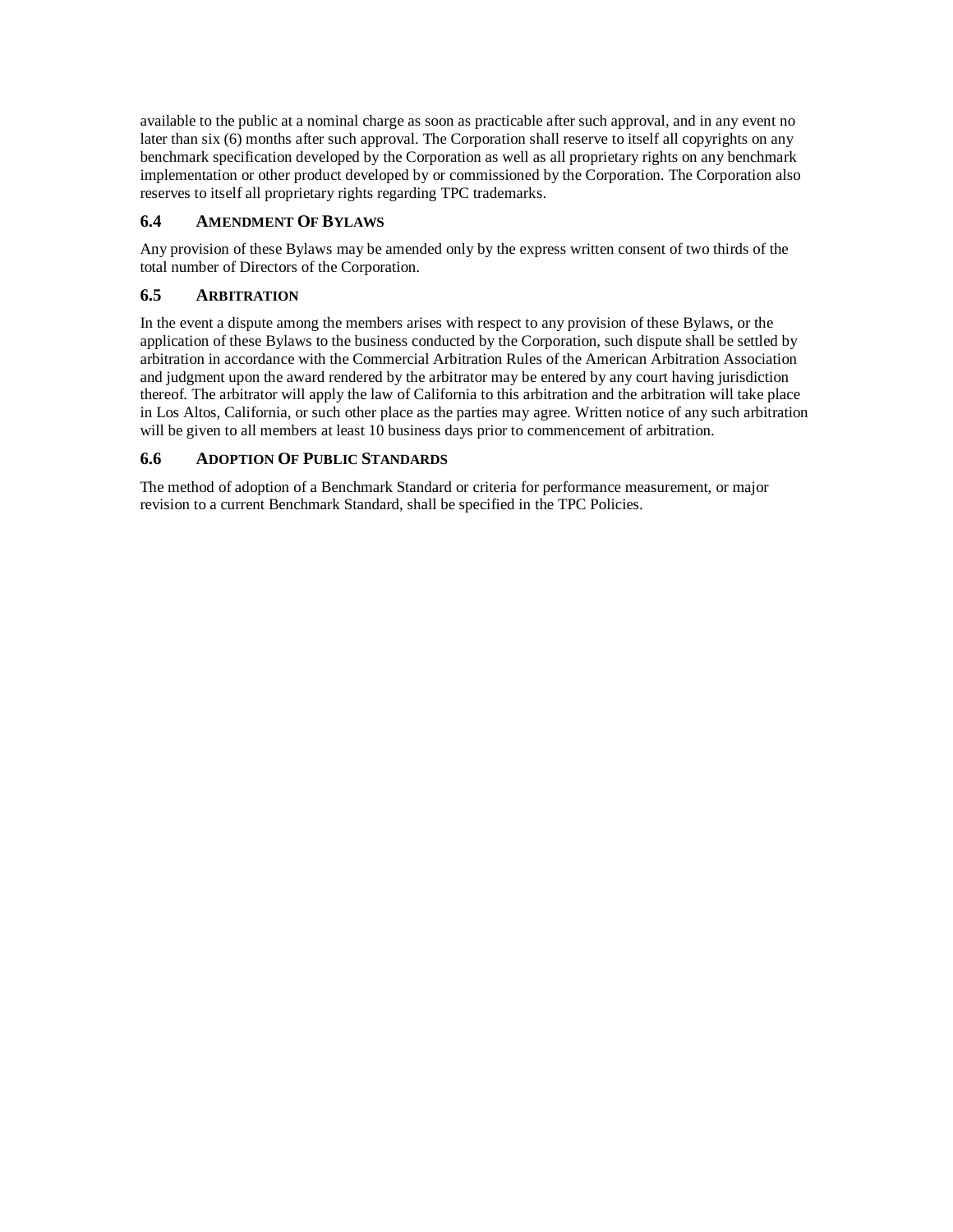available to the public at a nominal charge as soon as practicable after such approval, and in any event no later than six (6) months after such approval. The Corporation shall reserve to itself all copyrights on any benchmark specification developed by the Corporation as well as all proprietary rights on any benchmark implementation or other product developed by or commissioned by the Corporation. The Corporation also reserves to itself all proprietary rights regarding TPC trademarks.

### 6.4 AMENDMENT OF BYLAWS

Any provision of these Bylaws may be amended only by the express written consent of two thirds of the total number of Directors of the Corporation.

### 6.5 ARBITRATION

In the event a dispute among the members arises with respect to any provision of these Bylaws, or the application of these Bylaws to the business conducted by the Corporation, such dispute shall be settled by arbitration in accordance with the Commercial Arbitration Rules of the American Arbitration Association and judgment upon the award rendered by the arbitrator may be entered by any court having jurisdiction thereof. The arbitrator will apply the law of California to this arbitration and the arbitration will take place in Los Altos, California, or such other place as the parties may agree. Written notice of any such arbitration will be given to all members at least 10 business days prior to commencement of arbitration.

### 6.6 ADOPTION OF PUBLIC STANDARDS

The method of adoption of a Benchmark Standard or criteria for performance measurement, or major revision to a current Benchmark Standard, shall be specified in the TPC Policies.